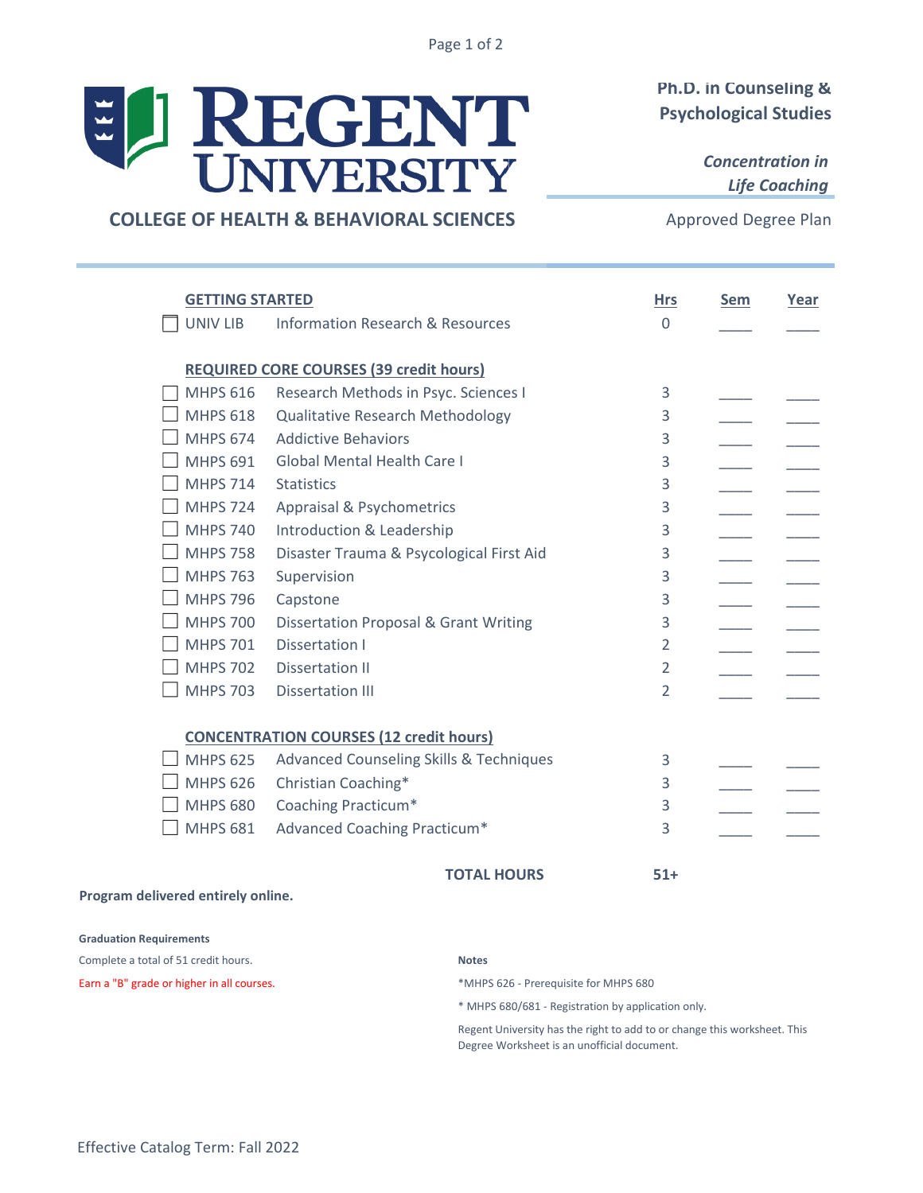# Regent University

## COLLEGE OF HEALTH & BEHAVIORAL SCIENCES

**Ph.D. in Counseling & Psychological Studies**

***Concentration in Life Coaching***

Approved Degree Plan

| | | | Hrs | Sem | Year |
|---|---|---|---|---|---|
| **GETTING STARTED** | | | | | |
| ☐ | UNIV LIB | Information Research & Resources | 0 | ____ | ____ |
| **REQUIRED CORE COURSES (39 credit hours)** | | | | | |
| ☐ | MHPS 616 | Research Methods in Psyc. Sciences I | 3 | ____ | ____ |
| ☐ | MHPS 618 | Qualitative Research Methodology | 3 | ____ | ____ |
| ☐ | MHPS 674 | Addictive Behaviors | 3 | ____ | ____ |
| ☐ | MHPS 691 | Global Mental Health Care I | 3 | ____ | ____ |
| ☐ | MHPS 714 | Statistics | 3 | ____ | ____ |
| ☐ | MHPS 724 | Appraisal & Psychometrics | 3 | ____ | ____ |
| ☐ | MHPS 740 | Introduction & Leadership | 3 | ____ | ____ |
| ☐ | MHPS 758 | Disaster Trauma & Psycological First Aid | 3 | ____ | ____ |
| ☐ | MHPS 763 | Supervision | 3 | ____ | ____ |
| ☐ | MHPS 796 | Capstone | 3 | ____ | ____ |
| ☐ | MHPS 700 | Dissertation Proposal & Grant Writing | 3 | ____ | ____ |
| ☐ | MHPS 701 | Dissertation I | 2 | ____ | ____ |
| ☐ | MHPS 702 | Dissertation II | 2 | ____ | ____ |
| ☐ | MHPS 703 | Dissertation III | 2 | ____ | ____ |
| **CONCENTRATION COURSES (12 credit hours)** | | | | | |
| ☐ | MHPS 625 | Advanced Counseling Skills & Techniques | 3 | ____ | ____ |
| ☐ | MHPS 626 | Christian Coaching* | 3 | ____ | ____ |
| ☐ | MHPS 680 | Coaching Practicum* | 3 | ____ | ____ |
| ☐ | MHPS 681 | Advanced Coaching Practicum* | 3 | ____ | ____ |
| | | **TOTAL HOURS** | **51+** | | |

**Program delivered entirely online.**

**Graduation Requirements**

Complete a total of 51 credit hours.

Earn a "B" grade or higher in all courses.

**Notes**

*MHPS 626 - Prerequisite for MHPS 680

* MHPS 680/681 - Registration by application only.

Regent University has the right to add to or change this worksheet. This Degree Worksheet is an unofficial document.

Effective Catalog Term: Fall 2022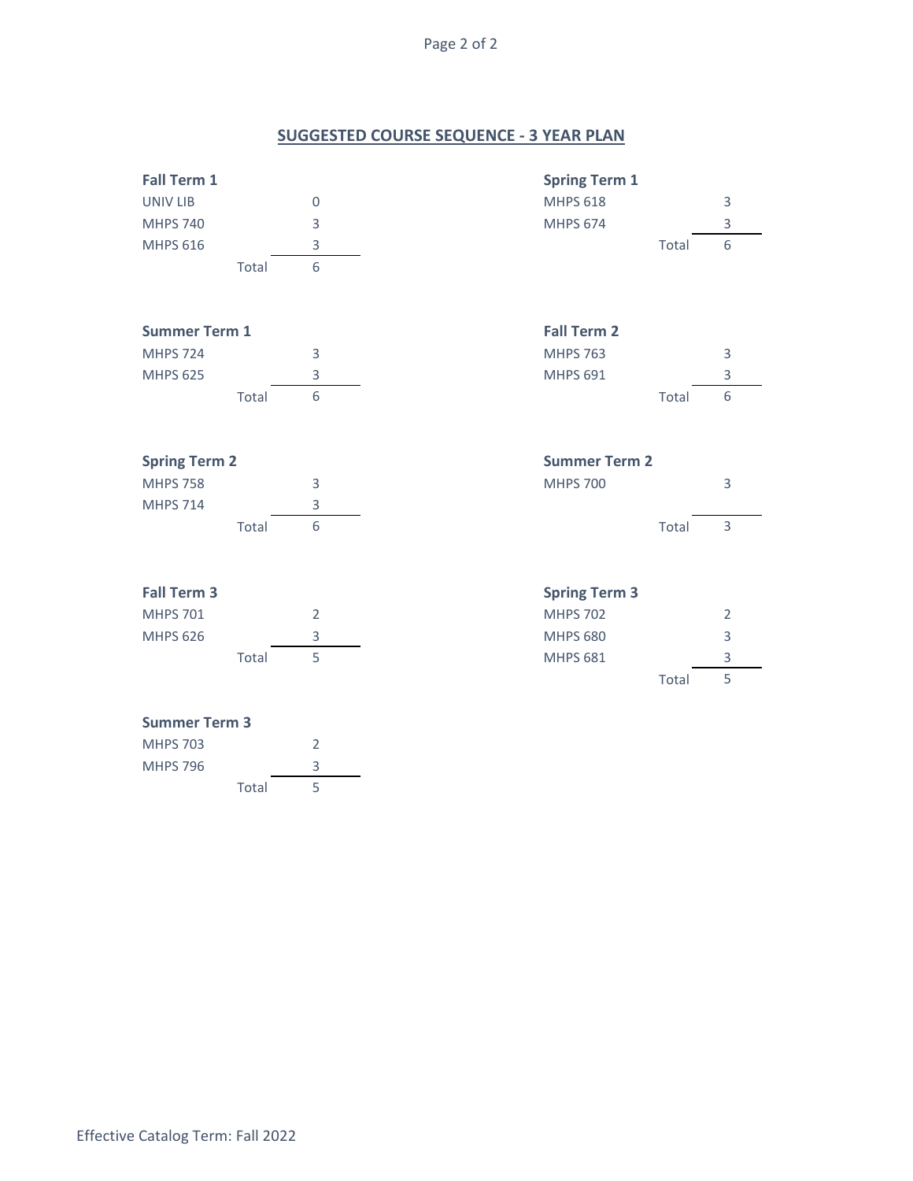## SUGGESTED COURSE SEQUENCE - 3 YEAR PLAN

**Fall Term 1**

| | |
|---|---|
| UNIV LIB | 0 |
| MHPS 740 | 3 |
| MHPS 616 | 3 |
| Total | 6 |

**Spring Term 1**

| | |
|---|---|
| MHPS 618 | 3 |
| MHPS 674 | 3 |
| Total | 6 |

**Summer Term 1**

| | |
|---|---|
| MHPS 724 | 3 |
| MHPS 625 | 3 |
| Total | 6 |

**Fall Term 2**

| | |
|---|---|
| MHPS 763 | 3 |
| MHPS 691 | 3 |
| Total | 6 |

**Spring Term 2**

| | |
|---|---|
| MHPS 758 | 3 |
| MHPS 714 | 3 |
| Total | 6 |

**Summer Term 2**

| | |
|---|---|
| MHPS 700 | 3 |
| Total | 3 |

**Fall Term 3**

| | |
|---|---|
| MHPS 701 | 2 |
| MHPS 626 | 3 |
| Total | 5 |

**Spring Term 3**

| | |
|---|---|
| MHPS 702 | 2 |
| MHPS 680 | 3 |
| MHPS 681 | 3 |
| Total | 5 |

**Summer Term 3**

| | |
|---|---|
| MHPS 703 | 2 |
| MHPS 796 | 3 |
| Total | 5 |

Effective Catalog Term: Fall 2022